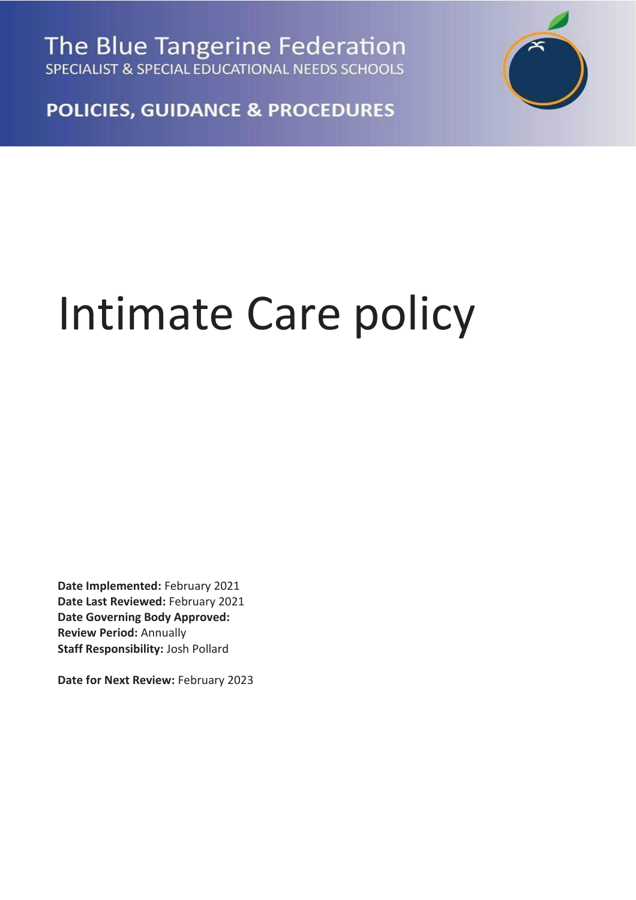The Blue Tangerine Federation

SPECIALIST & SPECIAL EDUCATIONAL NEEDS SCHOOLS

**POLICIES, GUIDANCE & PROCEDURES**

# Intimate Care policy

**Date Implemented:** February 2021
**Date Last Reviewed:** February 2021
**Date Governing Body Approved:**
**Review Period:** Annually
**Staff Responsibility:** Josh Pollard

**Date for Next Review:** February 2023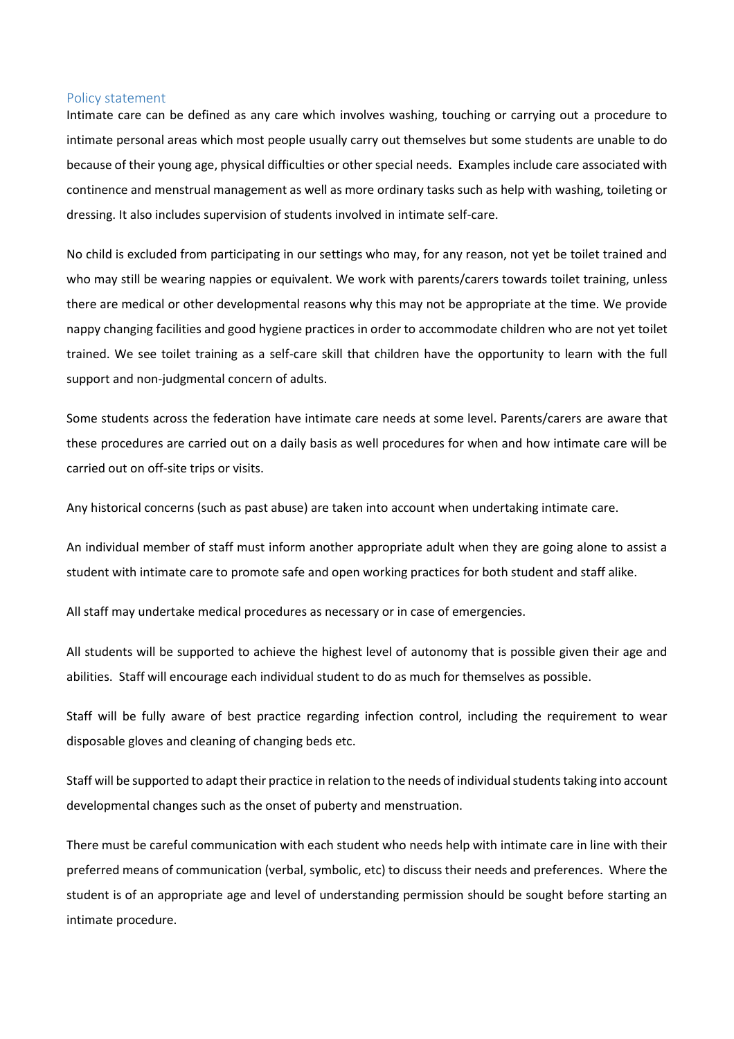## Policy statement

Intimate care can be defined as any care which involves washing, touching or carrying out a procedure to intimate personal areas which most people usually carry out themselves but some students are unable to do because of their young age, physical difficulties or other special needs. Examples include care associated with continence and menstrual management as well as more ordinary tasks such as help with washing, toileting or dressing. It also includes supervision of students involved in intimate self-care.

No child is excluded from participating in our settings who may, for any reason, not yet be toilet trained and who may still be wearing nappies or equivalent. We work with parents/carers towards toilet training, unless there are medical or other developmental reasons why this may not be appropriate at the time. We provide nappy changing facilities and good hygiene practices in order to accommodate children who are not yet toilet trained. We see toilet training as a self-care skill that children have the opportunity to learn with the full support and non-judgmental concern of adults.

Some students across the federation have intimate care needs at some level. Parents/carers are aware that these procedures are carried out on a daily basis as well procedures for when and how intimate care will be carried out on off-site trips or visits.

Any historical concerns (such as past abuse) are taken into account when undertaking intimate care.

An individual member of staff must inform another appropriate adult when they are going alone to assist a student with intimate care to promote safe and open working practices for both student and staff alike.

All staff may undertake medical procedures as necessary or in case of emergencies.

All students will be supported to achieve the highest level of autonomy that is possible given their age and abilities. Staff will encourage each individual student to do as much for themselves as possible.

Staff will be fully aware of best practice regarding infection control, including the requirement to wear disposable gloves and cleaning of changing beds etc.

Staff will be supported to adapt their practice in relation to the needs of individual students taking into account developmental changes such as the onset of puberty and menstruation.

There must be careful communication with each student who needs help with intimate care in line with their preferred means of communication (verbal, symbolic, etc) to discuss their needs and preferences. Where the student is of an appropriate age and level of understanding permission should be sought before starting an intimate procedure.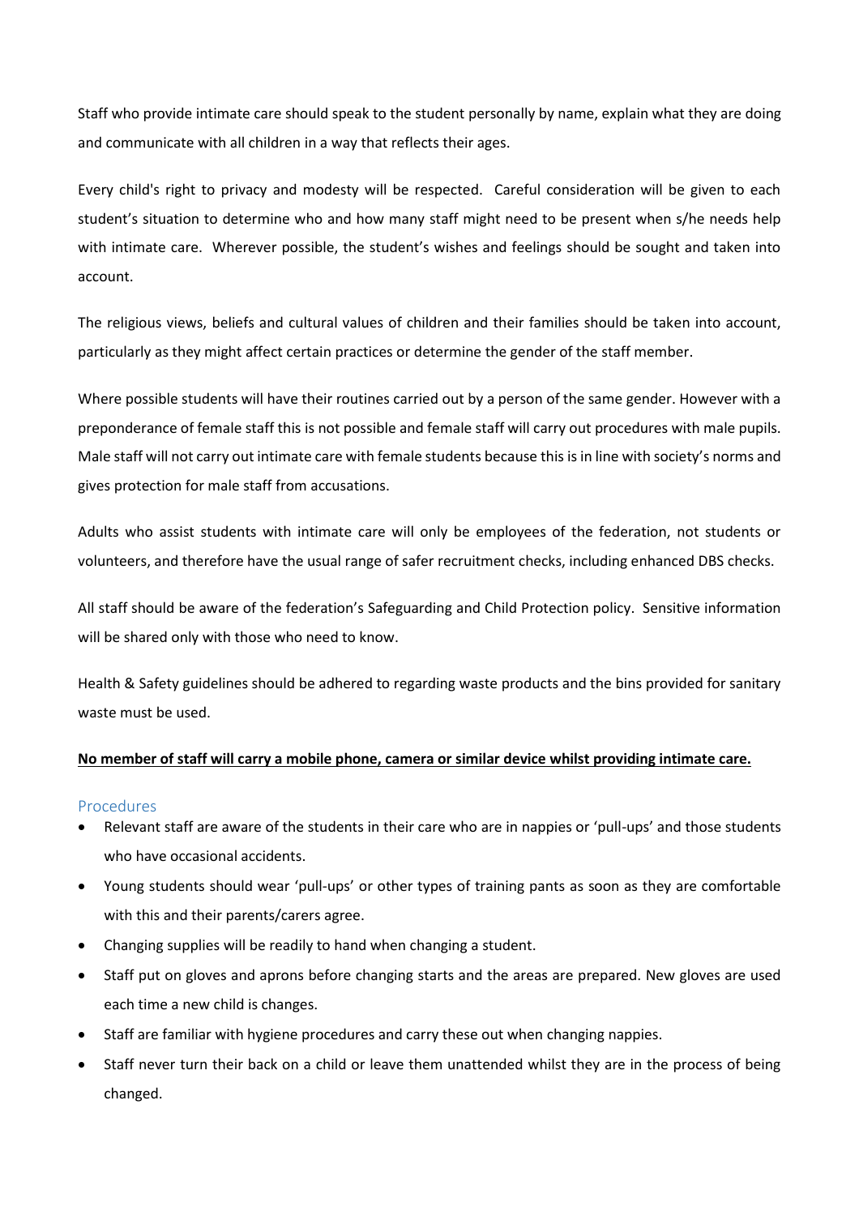Staff who provide intimate care should speak to the student personally by name, explain what they are doing and communicate with all children in a way that reflects their ages.

Every child's right to privacy and modesty will be respected. Careful consideration will be given to each student's situation to determine who and how many staff might need to be present when s/he needs help with intimate care. Wherever possible, the student's wishes and feelings should be sought and taken into account.

The religious views, beliefs and cultural values of children and their families should be taken into account, particularly as they might affect certain practices or determine the gender of the staff member.

Where possible students will have their routines carried out by a person of the same gender. However with a preponderance of female staff this is not possible and female staff will carry out procedures with male pupils. Male staff will not carry out intimate care with female students because this is in line with society's norms and gives protection for male staff from accusations.

Adults who assist students with intimate care will only be employees of the federation, not students or volunteers, and therefore have the usual range of safer recruitment checks, including enhanced DBS checks.

All staff should be aware of the federation's Safeguarding and Child Protection policy. Sensitive information will be shared only with those who need to know.

Health & Safety guidelines should be adhered to regarding waste products and the bins provided for sanitary waste must be used.

**<u>No member of staff will carry a mobile phone, camera or similar device whilst providing intimate care.</u>**

## Procedures

- Relevant staff are aware of the students in their care who are in nappies or 'pull-ups' and those students who have occasional accidents.
- Young students should wear 'pull-ups' or other types of training pants as soon as they are comfortable with this and their parents/carers agree.
- Changing supplies will be readily to hand when changing a student.
- Staff put on gloves and aprons before changing starts and the areas are prepared. New gloves are used each time a new child is changes.
- Staff are familiar with hygiene procedures and carry these out when changing nappies.
- Staff never turn their back on a child or leave them unattended whilst they are in the process of being changed.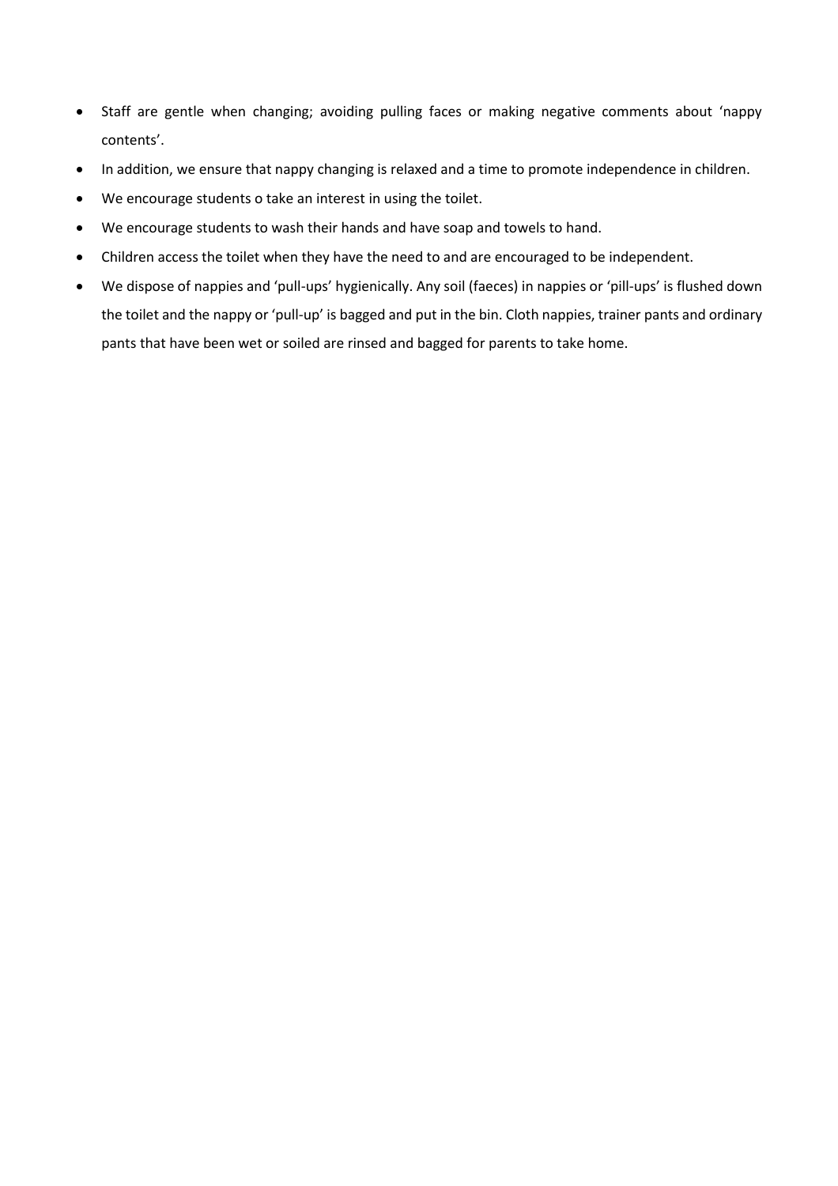- Staff are gentle when changing; avoiding pulling faces or making negative comments about 'nappy contents'.
- In addition, we ensure that nappy changing is relaxed and a time to promote independence in children.
- We encourage students o take an interest in using the toilet.
- We encourage students to wash their hands and have soap and towels to hand.
- Children access the toilet when they have the need to and are encouraged to be independent.
- We dispose of nappies and 'pull-ups' hygienically. Any soil (faeces) in nappies or 'pill-ups' is flushed down the toilet and the nappy or 'pull-up' is bagged and put in the bin. Cloth nappies, trainer pants and ordinary pants that have been wet or soiled are rinsed and bagged for parents to take home.